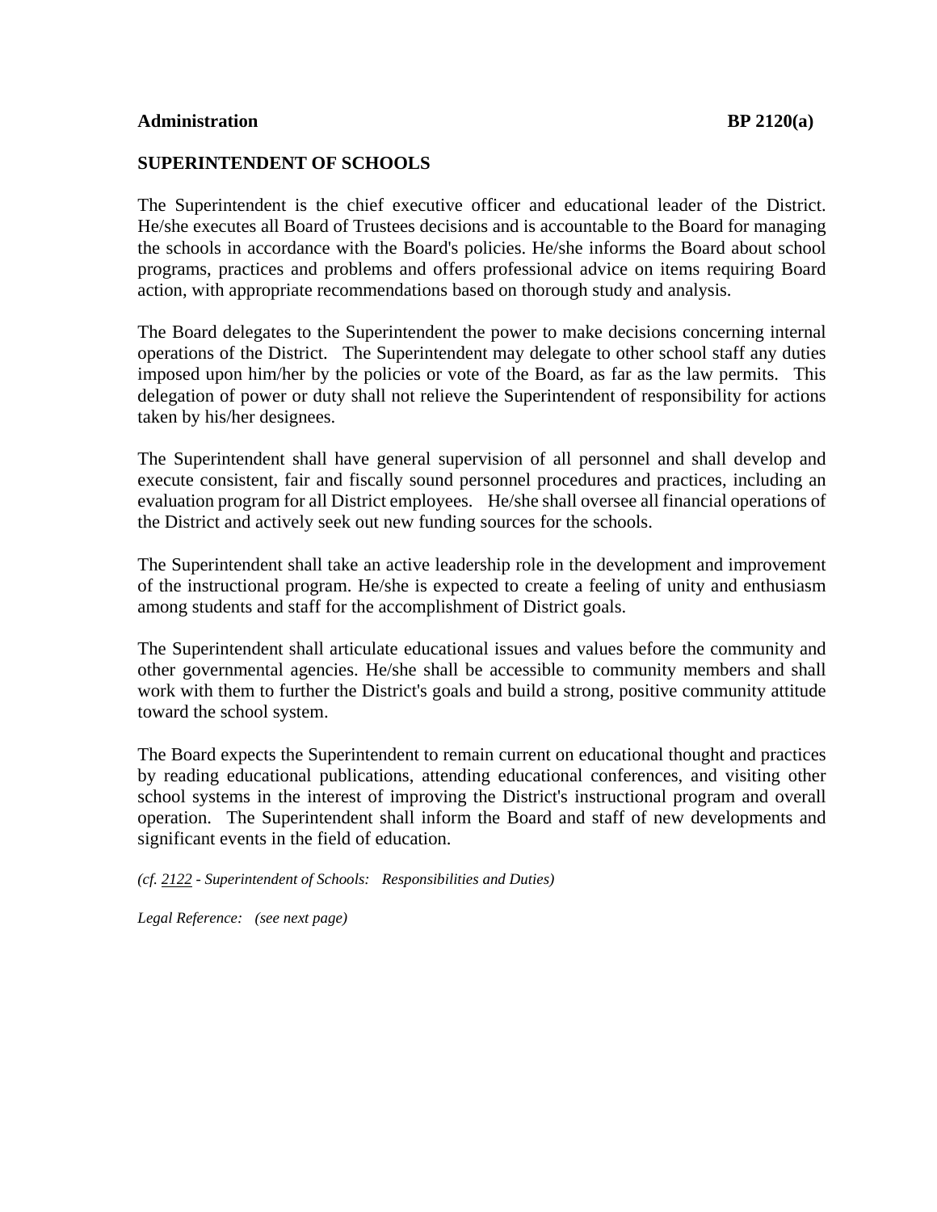**Administration** **BP 2120(a)**

**SUPERINTENDENT OF SCHOOLS**

The Superintendent is the chief executive officer and educational leader of the District. He/she executes all Board of Trustees decisions and is accountable to the Board for managing the schools in accordance with the Board's policies. He/she informs the Board about school programs, practices and problems and offers professional advice on items requiring Board action, with appropriate recommendations based on thorough study and analysis.

The Board delegates to the Superintendent the power to make decisions concerning internal operations of the District. The Superintendent may delegate to other school staff any duties imposed upon him/her by the policies or vote of the Board, as far as the law permits. This delegation of power or duty shall not relieve the Superintendent of responsibility for actions taken by his/her designees.

The Superintendent shall have general supervision of all personnel and shall develop and execute consistent, fair and fiscally sound personnel procedures and practices, including an evaluation program for all District employees. He/she shall oversee all financial operations of the District and actively seek out new funding sources for the schools.

The Superintendent shall take an active leadership role in the development and improvement of the instructional program. He/she is expected to create a feeling of unity and enthusiasm among students and staff for the accomplishment of District goals.

The Superintendent shall articulate educational issues and values before the community and other governmental agencies. He/she shall be accessible to community members and shall work with them to further the District's goals and build a strong, positive community attitude toward the school system.

The Board expects the Superintendent to remain current on educational thought and practices by reading educational publications, attending educational conferences, and visiting other school systems in the interest of improving the District's instructional program and overall operation. The Superintendent shall inform the Board and staff of new developments and significant events in the field of education.

*(cf. 2122 - Superintendent of Schools: Responsibilities and Duties)*

*Legal Reference: (see next page)*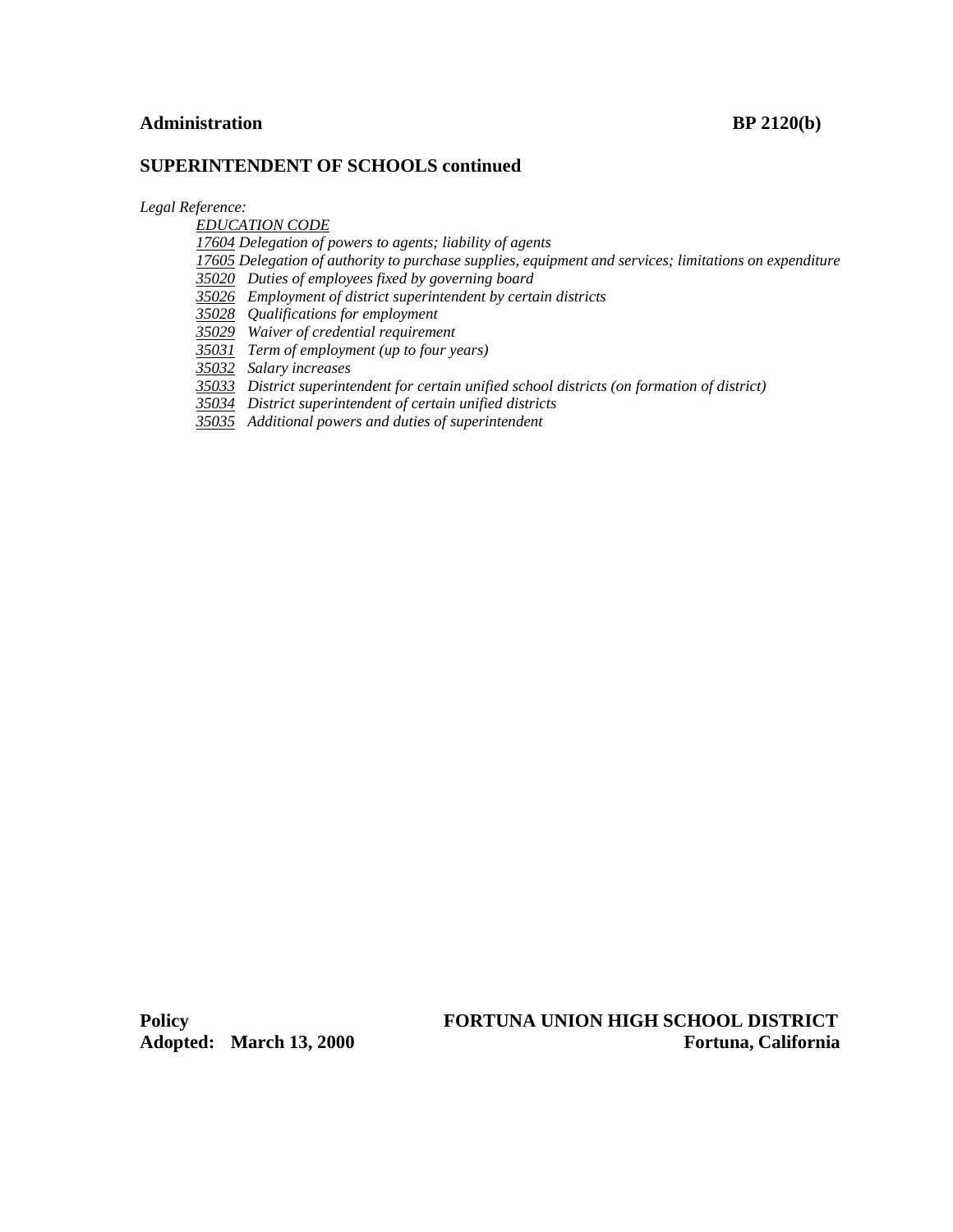## SUPERINTENDENT OF SCHOOLS continued

*Legal Reference:*

*EDUCATION CODE*

*17604 Delegation of powers to agents; liability of agents*
*17605 Delegation of authority to purchase supplies, equipment and services; limitations on expenditure*
*35020 Duties of employees fixed by governing board*
*35026 Employment of district superintendent by certain districts*
*35028 Qualifications for employment*
*35029 Waiver of credential requirement*
*35031 Term of employment (up to four years)*
*35032 Salary increases*
*35033 District superintendent for certain unified school districts (on formation of district)*
*35034 District superintendent of certain unified districts*
*35035 Additional powers and duties of superintendent*

**Policy**
**Adopted: March 13, 2000**

**FORTUNA UNION HIGH SCHOOL DISTRICT**
**Fortuna, California**